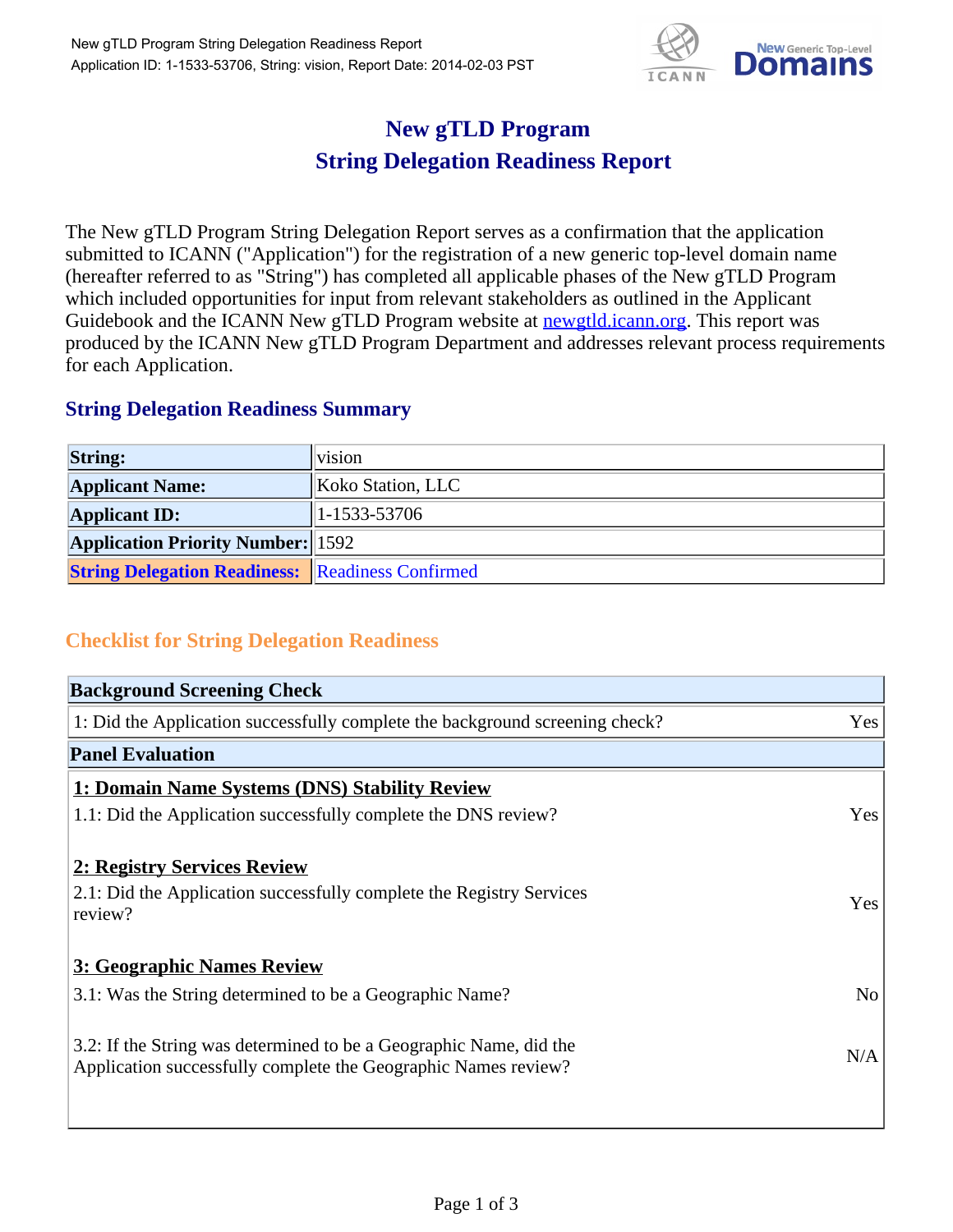# New gTLD Program
# String Delegation Readiness Report

The New gTLD Program String Delegation Report serves as a confirmation that the application submitted to ICANN ("Application") for the registration of a new generic top-level domain name (hereafter referred to as "String") has completed all applicable phases of the New gTLD Program which included opportunities for input from relevant stakeholders as outlined in the Applicant Guidebook and the ICANN New gTLD Program website at newgtld.icann.org. This report was produced by the ICANN New gTLD Program Department and addresses relevant process requirements for each Application.

## String Delegation Readiness Summary

| | |
|---|---|
| **String:** | vision |
| **Applicant Name:** | Koko Station, LLC |
| **Applicant ID:** | 1-1533-53706 |
| **Application Priority Number:** | 1592 |
| **String Delegation Readiness:** | Readiness Confirmed |

## Checklist for String Delegation Readiness

| **Background Screening Check** | |
|---|---|
| 1: Did the Application successfully complete the background screening check? | Yes |
| **Panel Evaluation** | |
| **1: Domain Name Systems (DNS) Stability Review** | |
| 1.1: Did the Application successfully complete the DNS review? | Yes |
| **2: Registry Services Review** | |
| 2.1: Did the Application successfully complete the Registry Services review? | Yes |
| **3: Geographic Names Review** | |
| 3.1: Was the String determined to be a Geographic Name? | No |
| 3.2: If the String was determined to be a Geographic Name, did the Application successfully complete the Geographic Names review? | N/A |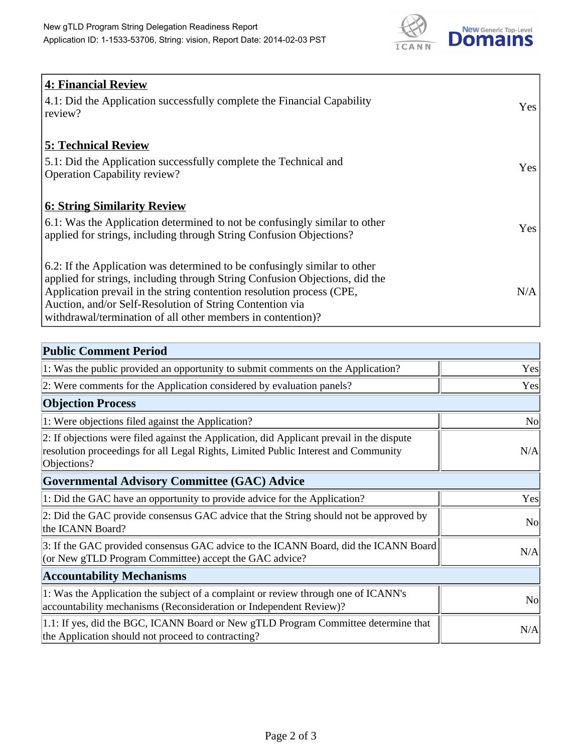## 4: Financial Review

| | |
|---|---|
| 4.1: Did the Application successfully complete the Financial Capability review? | Yes |

## 5: Technical Review

| | |
|---|---|
| 5.1: Did the Application successfully complete the Technical and Operation Capability review? | Yes |

## 6: String Similarity Review

| | |
|---|---|
| 6.1: Was the Application determined to not be confusingly similar to other applied for strings, including through String Confusion Objections? | Yes |
| 6.2: If the Application was determined to be confusingly similar to other applied for strings, including through String Confusion Objections, did the Application prevail in the string contention resolution process (CPE, Auction, and/or Self-Resolution of String Contention via withdrawal/termination of all other members in contention)? | N/A |

| **Public Comment Period** | |
|---|---|
| 1: Was the public provided an opportunity to submit comments on the Application? | Yes |
| 2: Were comments for the Application considered by evaluation panels? | Yes |
| **Objection Process** | |
| 1: Were objections filed against the Application? | No |
| 2: If objections were filed against the Application, did Applicant prevail in the dispute resolution proceedings for all Legal Rights, Limited Public Interest and Community Objections? | N/A |
| **Governmental Advisory Committee (GAC) Advice** | |
| 1: Did the GAC have an opportunity to provide advice for the Application? | Yes |
| 2: Did the GAC provide consensus GAC advice that the String should not be approved by the ICANN Board? | No |
| 3: If the GAC provided consensus GAC advice to the ICANN Board, did the ICANN Board (or New gTLD Program Committee) accept the GAC advice? | N/A |
| **Accountability Mechanisms** | |
| 1: Was the Application the subject of a complaint or review through one of ICANN's accountability mechanisms (Reconsideration or Independent Review)? | No |
| 1.1: If yes, did the BGC, ICANN Board or New gTLD Program Committee determine that the Application should not proceed to contracting? | N/A |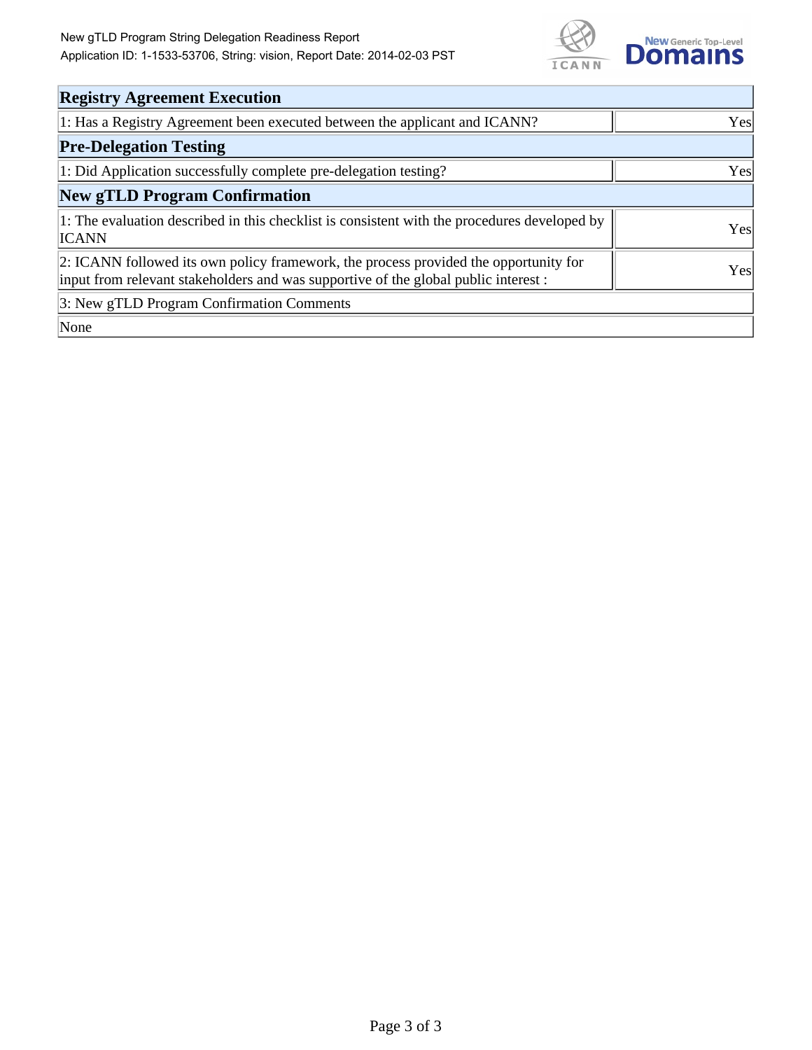## Registry Agreement Execution

| | |
|---|---|
| 1: Has a Registry Agreement been executed between the applicant and ICANN? | Yes |

## Pre-Delegation Testing

| | |
|---|---|
| 1: Did Application successfully complete pre-delegation testing? | Yes |

## New gTLD Program Confirmation

| | |
|---|---|
| 1: The evaluation described in this checklist is consistent with the procedures developed by ICANN | Yes |
| 2: ICANN followed its own policy framework, the process provided the opportunity for input from relevant stakeholders and was supportive of the global public interest : | Yes |

3: New gTLD Program Confirmation Comments

None